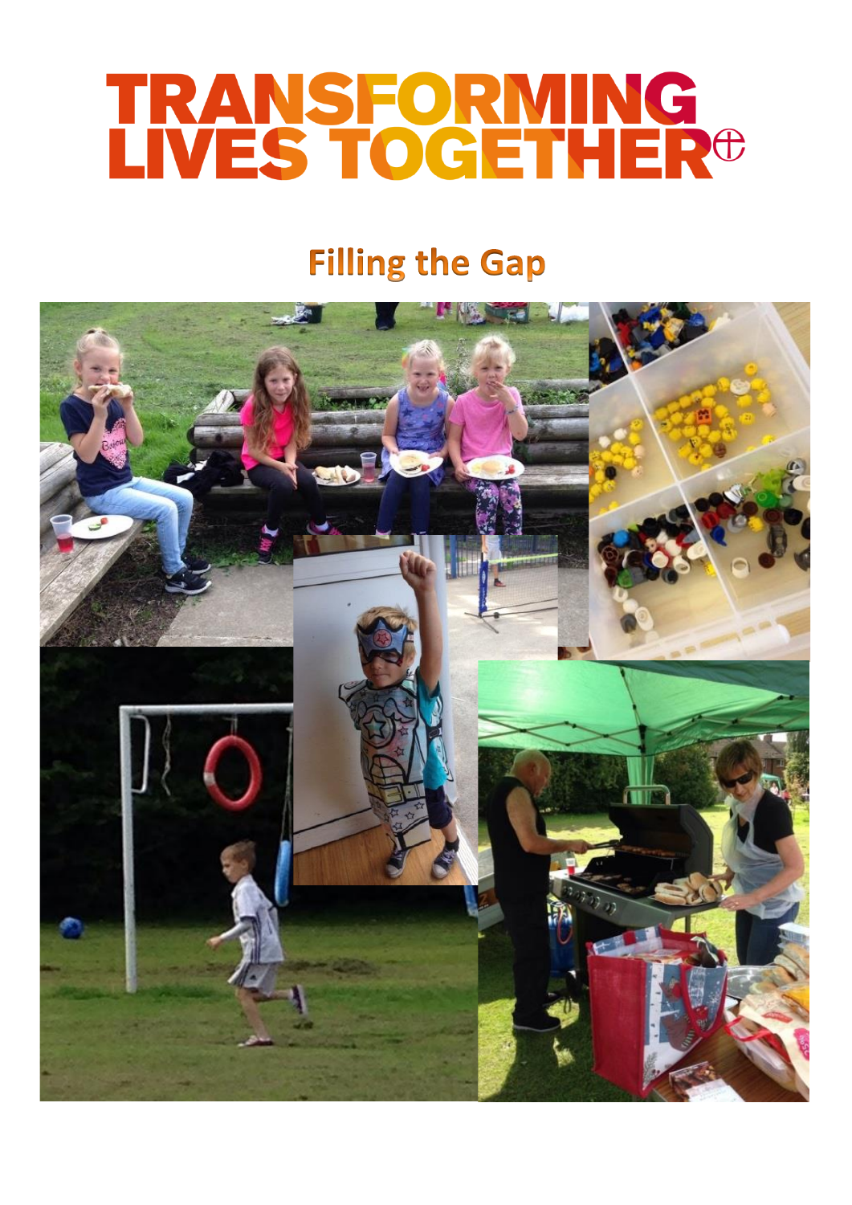# TRANSFORMING LIVES TOGETHER

## Filling the Gap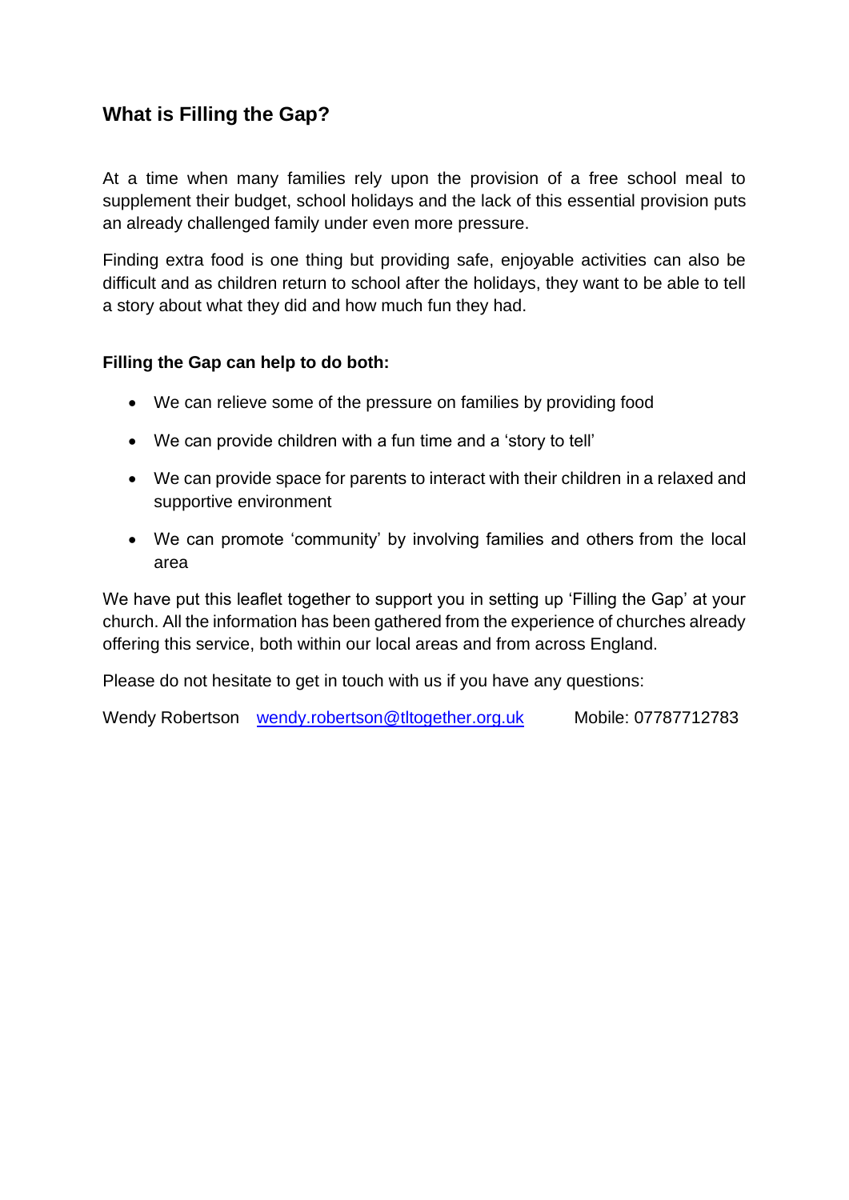## What is Filling the Gap?

At a time when many families rely upon the provision of a free school meal to supplement their budget, school holidays and the lack of this essential provision puts an already challenged family under even more pressure.

Finding extra food is one thing but providing safe, enjoyable activities can also be difficult and as children return to school after the holidays, they want to be able to tell a story about what they did and how much fun they had.

**Filling the Gap can help to do both:**

- We can relieve some of the pressure on families by providing food
- We can provide children with a fun time and a 'story to tell'
- We can provide space for parents to interact with their children in a relaxed and supportive environment
- We can promote 'community' by involving families and others from the local area

We have put this leaflet together to support you in setting up 'Filling the Gap' at your church. All the information has been gathered from the experience of churches already offering this service, both within our local areas and from across England.

Please do not hesitate to get in touch with us if you have any questions:

Wendy Robertson   wendy.robertson@tltogether.org.uk   Mobile: 07787712783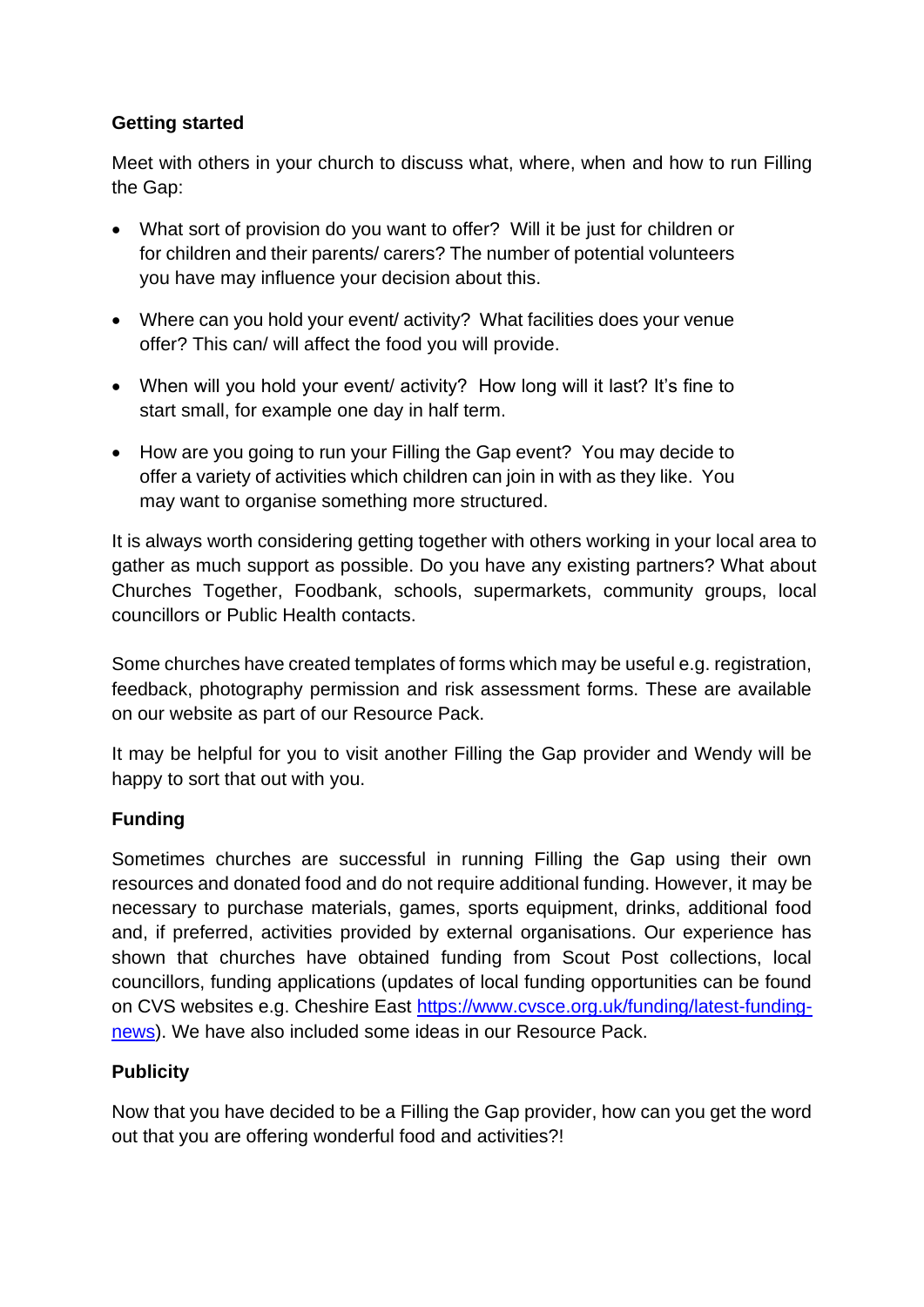**Getting started**

Meet with others in your church to discuss what, where, when and how to run Filling the Gap:

- What sort of provision do you want to offer? Will it be just for children or for children and their parents/ carers? The number of potential volunteers you have may influence your decision about this.
- Where can you hold your event/ activity? What facilities does your venue offer? This can/ will affect the food you will provide.
- When will you hold your event/ activity? How long will it last? It's fine to start small, for example one day in half term.
- How are you going to run your Filling the Gap event? You may decide to offer a variety of activities which children can join in with as they like. You may want to organise something more structured.

It is always worth considering getting together with others working in your local area to gather as much support as possible. Do you have any existing partners? What about Churches Together, Foodbank, schools, supermarkets, community groups, local councillors or Public Health contacts.

Some churches have created templates of forms which may be useful e.g. registration, feedback, photography permission and risk assessment forms. These are available on our website as part of our Resource Pack.

It may be helpful for you to visit another Filling the Gap provider and Wendy will be happy to sort that out with you.

**Funding**

Sometimes churches are successful in running Filling the Gap using their own resources and donated food and do not require additional funding. However, it may be necessary to purchase materials, games, sports equipment, drinks, additional food and, if preferred, activities provided by external organisations. Our experience has shown that churches have obtained funding from Scout Post collections, local councillors, funding applications (updates of local funding opportunities can be found on CVS websites e.g. Cheshire East [https://www.cvsce.org.uk/funding/latest-funding-news](https://www.cvsce.org.uk/funding/latest-funding-news)). We have also included some ideas in our Resource Pack.

**Publicity**

Now that you have decided to be a Filling the Gap provider, how can you get the word out that you are offering wonderful food and activities?!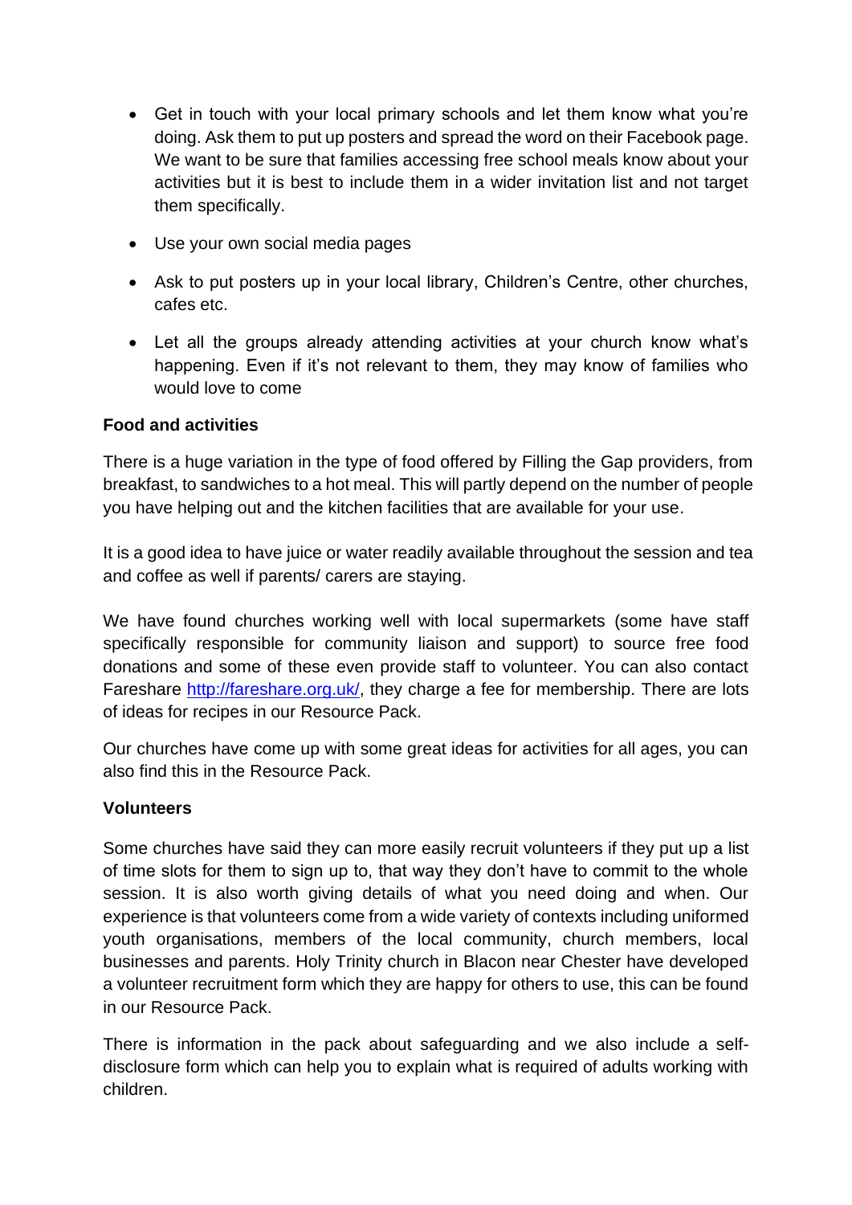- Get in touch with your local primary schools and let them know what you're doing. Ask them to put up posters and spread the word on their Facebook page. We want to be sure that families accessing free school meals know about your activities but it is best to include them in a wider invitation list and not target them specifically.
- Use your own social media pages
- Ask to put posters up in your local library, Children's Centre, other churches, cafes etc.
- Let all the groups already attending activities at your church know what's happening. Even if it's not relevant to them, they may know of families who would love to come

**Food and activities**

There is a huge variation in the type of food offered by Filling the Gap providers, from breakfast, to sandwiches to a hot meal. This will partly depend on the number of people you have helping out and the kitchen facilities that are available for your use.

It is a good idea to have juice or water readily available throughout the session and tea and coffee as well if parents/ carers are staying.

We have found churches working well with local supermarkets (some have staff specifically responsible for community liaison and support) to source free food donations and some of these even provide staff to volunteer. You can also contact Fareshare [http://fareshare.org.uk/](http://fareshare.org.uk/), they charge a fee for membership. There are lots of ideas for recipes in our Resource Pack.

Our churches have come up with some great ideas for activities for all ages, you can also find this in the Resource Pack.

**Volunteers**

Some churches have said they can more easily recruit volunteers if they put up a list of time slots for them to sign up to, that way they don't have to commit to the whole session. It is also worth giving details of what you need doing and when. Our experience is that volunteers come from a wide variety of contexts including uniformed youth organisations, members of the local community, church members, local businesses and parents. Holy Trinity church in Blacon near Chester have developed a volunteer recruitment form which they are happy for others to use, this can be found in our Resource Pack.

There is information in the pack about safeguarding and we also include a self-disclosure form which can help you to explain what is required of adults working with children.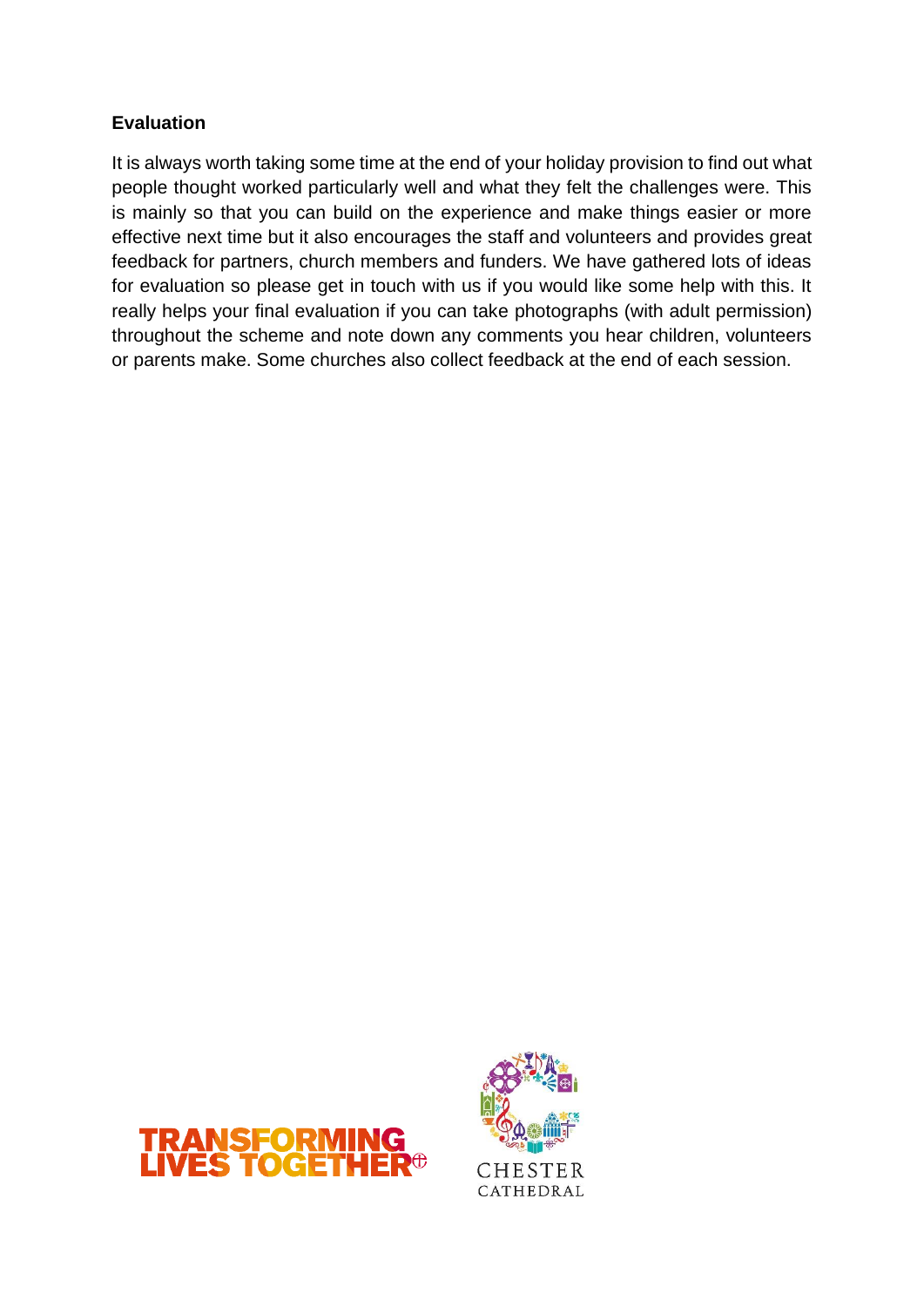**Evaluation**

It is always worth taking some time at the end of your holiday provision to find out what people thought worked particularly well and what they felt the challenges were. This is mainly so that you can build on the experience and make things easier or more effective next time but it also encourages the staff and volunteers and provides great feedback for partners, church members and funders. We have gathered lots of ideas for evaluation so please get in touch with us if you would like some help with this. It really helps your final evaluation if you can take photographs (with adult permission) throughout the scheme and note down any comments you hear children, volunteers or parents make. Some churches also collect feedback at the end of each session.

TRANSFORMING LIVES TOGETHER

CHESTER CATHEDRAL